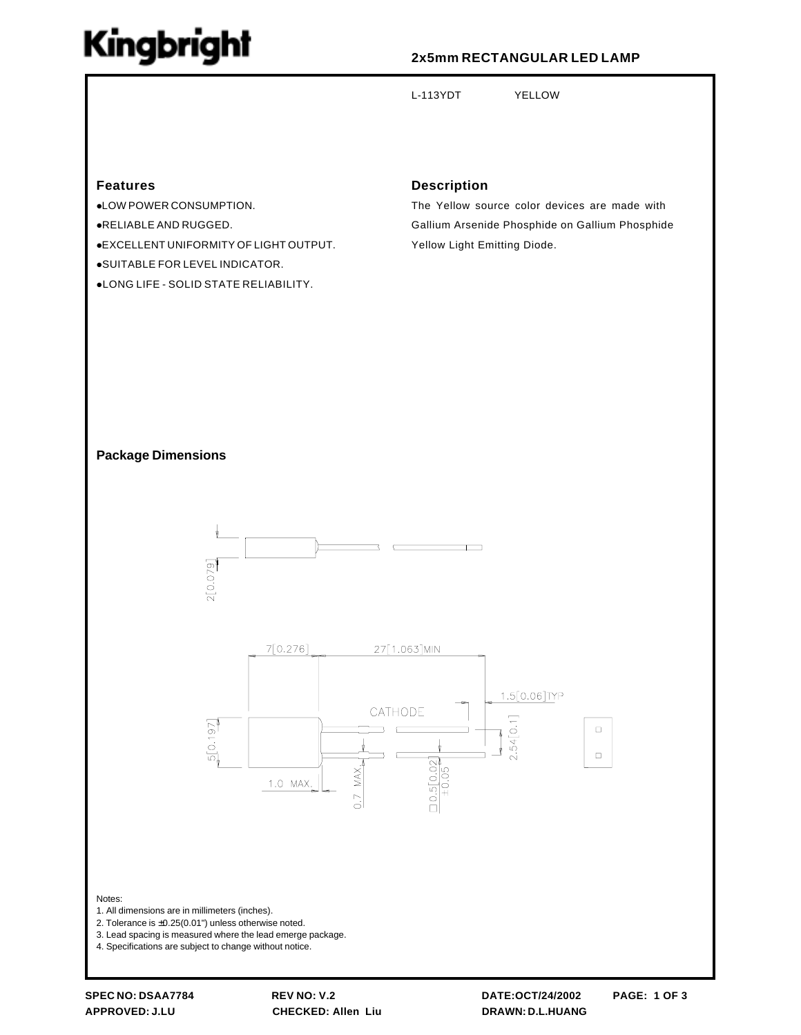# Kingbright

## 2x5mm RECTANGULAR LED LAMP

L-113YDT YELLOW

### Features

- LOW POWER CONSUMPTION.
- RELIABLE AND RUGGED.
- EXCELLENT UNIFORMITY OF LIGHT OUTPUT.
- SUITABLE FOR LEVEL INDICATOR.
- LONG LIFE - SOLID STATE RELIABILITY.

### Description

The Yellow source color devices are made with Gallium Arsenide Phosphide on Gallium Phosphide Yellow Light Emitting Diode.

### Package Dimensions

2[0.079]

7[0.276] 27[1.063]MIN

1.5[0.06]TYP

CATHODE

5[0.197] 2.54[0.1]

1.0 MAX. 0.7 MAX. □0.5[0.02] ±0.05

Notes:
1. All dimensions are in millimeters (inches).
2. Tolerance is ±0.25(0.01") unless otherwise noted.
3. Lead spacing is measured where the lead emerge package.
4. Specifications are subject to change without notice.

**SPEC NO: DSAA7784** **REV NO: V.2** **DATE:OCT/24/2002**
**APPROVED: J.LU** **CHECKED: Allen Liu** **DRAWN: D.L.HUANG**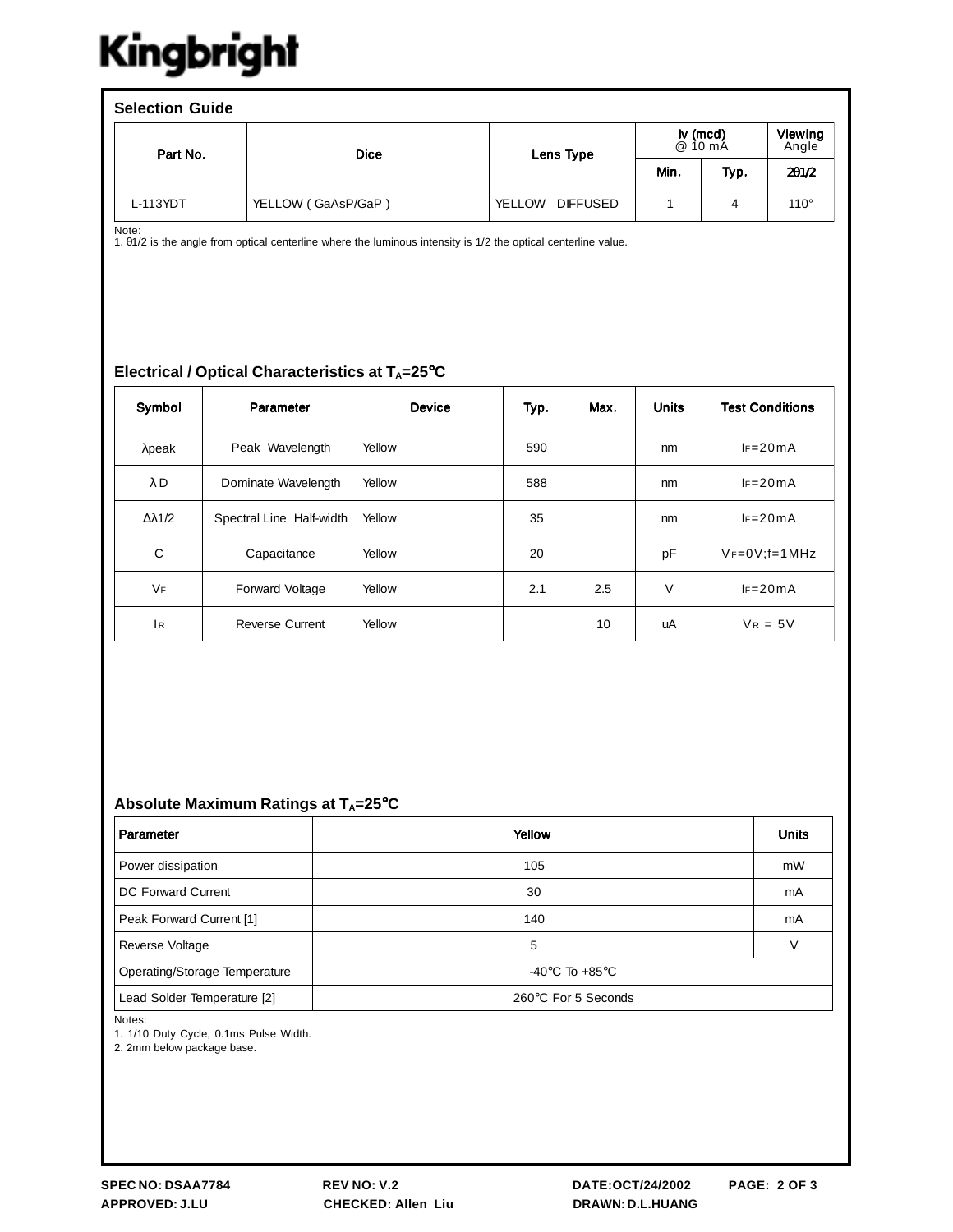Kingbright

## Selection Guide

| Part No. | Dice | Lens Type | Iv (mcd) @ 10 mA | | Viewing Angle |
|---|---|---|---|---|---|
| | | | Min. | Typ. | 2θ1/2 |
| L-113YDT | YELLOW ( GaAsP/GaP ) | YELLOW DIFFUSED | 1 | 4 | 110° |

Note:
1. θ1/2 is the angle from optical centerline where the luminous intensity is 1/2 the optical centerline value.

## Electrical / Optical Characteristics at $T_A$=25°C

| Symbol | Parameter | Device | Typ. | Max. | Units | Test Conditions |
|---|---|---|---|---|---|---|
| λpeak | Peak Wavelength | Yellow | 590 | | nm | $I_F$=20mA |
| λD | Dominate Wavelength | Yellow | 588 | | nm | $I_F$=20mA |
| Δλ1/2 | Spectral Line Half-width | Yellow | 35 | | nm | $I_F$=20mA |
| C | Capacitance | Yellow | 20 | | pF | $V_F$=0V;f=1MHz |
| $V_F$ | Forward Voltage | Yellow | 2.1 | 2.5 | V | $I_F$=20mA |
| $I_R$ | Reverse Current | Yellow | | 10 | uA | $V_R$ = 5V |

## Absolute Maximum Ratings at $T_A$=25°C

| Parameter | Yellow | Units |
|---|---|---|
| Power dissipation | 105 | mW |
| DC Forward Current | 30 | mA |
| Peak Forward Current [1] | 140 | mA |
| Reverse Voltage | 5 | V |
| Operating/Storage Temperature | -40°C To +85°C | |
| Lead Solder Temperature [2] | 260°C For 5 Seconds | |

Notes:
1. 1/10 Duty Cycle, 0.1ms Pulse Width.
2. 2mm below package base.

SPEC NO: DSAA7784 REV NO: V.2 DATE:OCT/24/2002
APPROVED: J.LU CHECKED: Allen Liu DRAWN: D.L.HUANG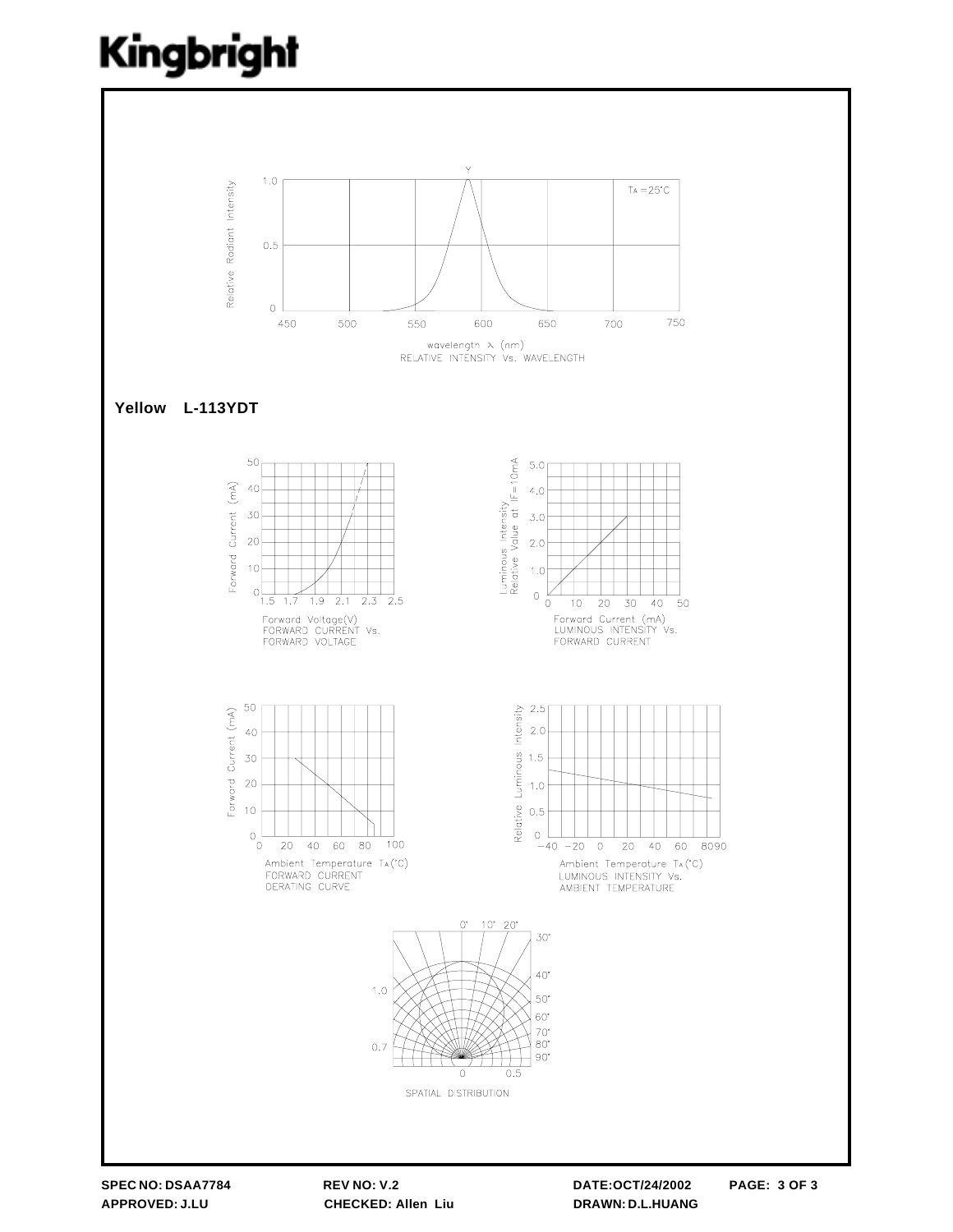Kingbright

Relative Radiant Intensity

1.0

0.5

0

450 500 550 600 650 700 750

Y

$T_A = 25°C$

wavelength λ (nm)
RELATIVE INTENSITY Vs. WAVELENGTH

**Yellow L-113YDT**

Forward Current (mA)

50 40 30 20 10 0

1.5 1.7 1.9 2.1 2.3 2.5

Forward Voltage(V)
FORWARD CURRENT Vs.
FORWARD VOLTAGE

Luminous Intensity
Relative Value at IF=10mA

5.0 4.0 3.0 2.0 1.0 0

0 10 20 30 40 50

Forward Current (mA)
LUMINOUS INTENSITY Vs.
FORWARD CURRENT

Forward Current (mA)

50 40 30 20 10 0

0 20 40 60 80 100

Ambient Temperature $T_A$(°C)
FORWARD CURRENT
DERATING CURVE

Relative Luminous Intensity

2.5 2.0 1.5 1.0 0.5 0

−40 −20 0 20 40 60 8090

Ambient Temperature $T_A$(°C)
LUMINOUS INTENSITY Vs.
AMBIENT TEMPERATURE

0° 10° 20° 30° 40° 50° 60° 70° 80° 90°

1.0

0.7

0 0.5

SPATIAL DISTRIBUTION

SPEC NO: DSAA7784 REV NO: V.2 DATE:OCT/24/2002
APPROVED: J.LU CHECKED: Allen Liu DRAWN: D.L.HUANG